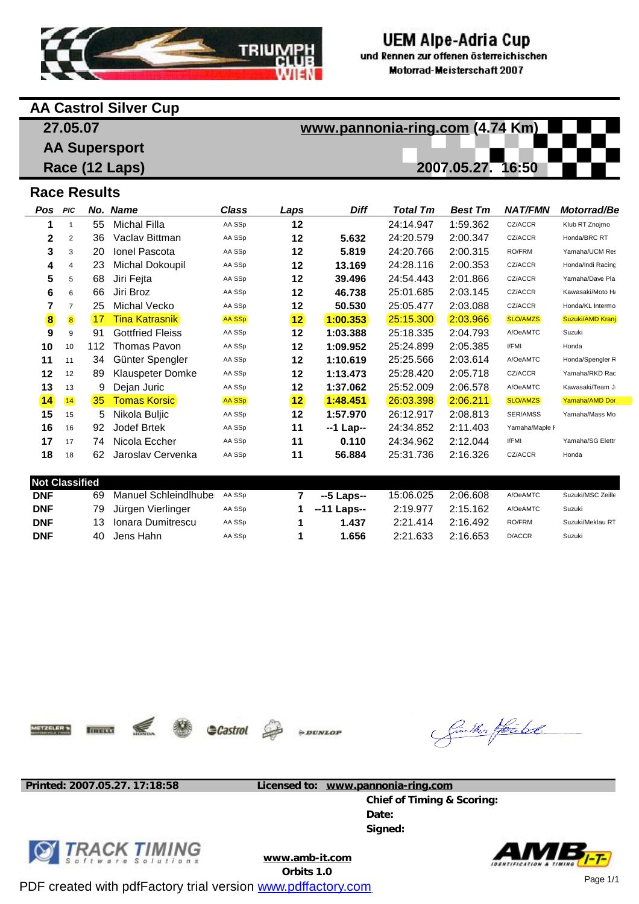# UEM Alpe-Adria Cup

und Rennen zur offenen österreichischen Motorrad-Meisterschaft 2007

## AA Castrol Silver Cup

**27.05.07** — www.pannonia-ring.com (4.74 Km)

**AA Supersport**

**Race (12 Laps)** — 2007.05.27. 16:50

### Race Results

| Pos | PIC | No. | Name | Class | Laps | Diff | Total Tm | Best Tm | NAT/FMN | Motorrad/Be |
|---|---|---|---|---|---|---|---|---|---|---|
| 1 | 1 | 55 | Michal Filla | AA SSp | 12 | | 24:14.947 | 1:59.362 | CZ/ACCR | Klub RT Znojmo |
| 2 | 2 | 36 | Vaclav Bittman | AA SSp | 12 | 5.632 | 24:20.579 | 2:00.347 | CZ/ACCR | Honda/BRC RT |
| 3 | 3 | 20 | Ionel Pascota | AA SSp | 12 | 5.819 | 24:20.766 | 2:00.315 | RO/FRM | Yamaha/UCM Re: |
| 4 | 4 | 23 | Michal Dokoupil | AA SSp | 12 | 13.169 | 24:28.116 | 2:00.353 | CZ/ACCR | Honda/Indi Racing |
| 5 | 5 | 68 | Jiri Fejta | AA SSp | 12 | 39.496 | 24:54.443 | 2:01.866 | CZ/ACCR | Yamaha/Dave Pla |
| 6 | 6 | 66 | Jiri Broz | AA SSp | 12 | 46.738 | 25:01.685 | 2:03.145 | CZ/ACCR | Kawasaki/Moto H: |
| 7 | 7 | 25 | Michal Vecko | AA SSp | 12 | 50.530 | 25:05.477 | 2:03.088 | CZ/ACCR | Honda/KL Intermo |
| 8 | 8 | 17 | Tina Katrasnik | AA SSp | 12 | 1:00.353 | 25:15.300 | 2:03.966 | SLO/AMZS | Suzuki/AMD Kranj |
| 9 | 9 | 91 | Gottfried Fleiss | AA SSp | 12 | 1:03.388 | 25:18.335 | 2:04.793 | A/OeAMTC | Suzuki |
| 10 | 10 | 112 | Thomas Pavon | AA SSp | 12 | 1:09.952 | 25:24.899 | 2:05.385 | I/FMI | Honda |
| 11 | 11 | 34 | Günter Spengler | AA SSp | 12 | 1:10.619 | 25:25.566 | 2:03.614 | A/OeAMTC | Honda/Spengler R |
| 12 | 12 | 89 | Klauspeter Domke | AA SSp | 12 | 1:13.473 | 25:28.420 | 2:05.718 | CZ/ACCR | Yamaha/RKD Rac |
| 13 | 13 | 9 | Dejan Juric | AA SSp | 12 | 1:37.062 | 25:52.009 | 2:06.578 | A/OeAMTC | Kawasaki/Team J |
| 14 | 14 | 35 | Tomas Korsic | AA SSp | 12 | 1:48.451 | 26:03.398 | 2:06.211 | SLO/AMZS | Yamaha/AMD Dor |
| 15 | 15 | 5 | Nikola Buljic | AA SSp | 12 | 1:57.970 | 26:12.917 | 2:08.813 | SER/AMSS | Yamaha/Mass Mo |
| 16 | 16 | 92 | Jodef Brtek | AA SSp | 11 | --1 Lap-- | 24:34.852 | 2:11.403 | Yamaha/Maple I | |
| 17 | 17 | 74 | Nicola Eccher | AA SSp | 11 | 0.110 | 24:34.962 | 2:12.044 | I/FMI | Yamaha/SG Elettr |
| 18 | 18 | 62 | Jaroslav Cervenka | AA SSp | 11 | 56.884 | 25:31.736 | 2:16.326 | CZ/ACCR | Honda |

**Not Classified**

| Pos | PIC | No. | Name | Class | Laps | Diff | Total Tm | Best Tm | NAT/FMN | Motorrad/Be |
|---|---|---|---|---|---|---|---|---|---|---|
| DNF | | 69 | Manuel Schleindlhube | AA SSp | 7 | --5 Laps-- | 15:06.025 | 2:06.608 | A/OeAMTC | Suzuki/MSC Zeille |
| DNF | | 79 | Jürgen Vierlinger | AA SSp | 1 | --11 Laps-- | 2:19.977 | 2:15.162 | A/OeAMTC | Suzuki |
| DNF | | 13 | Ionara Dumitrescu | AA SSp | 1 | 1.437 | 2:21.414 | 2:16.492 | RO/FRM | Suzuki/Meklau RT |
| DNF | | 40 | Jens Hahn | AA SSp | 1 | 1.656 | 2:21.633 | 2:16.653 | D/ACCR | Suzuki |

**Printed: 2007.05.27. 17:18:58** **Licensed to: www.pannonia-ring.com**

**Chief of Timing & Scoring:**

**Date:**

**Signed:**

www.amb-it.com

Orbits 1.0

PDF created with pdfFactory trial version www.pdffactory.com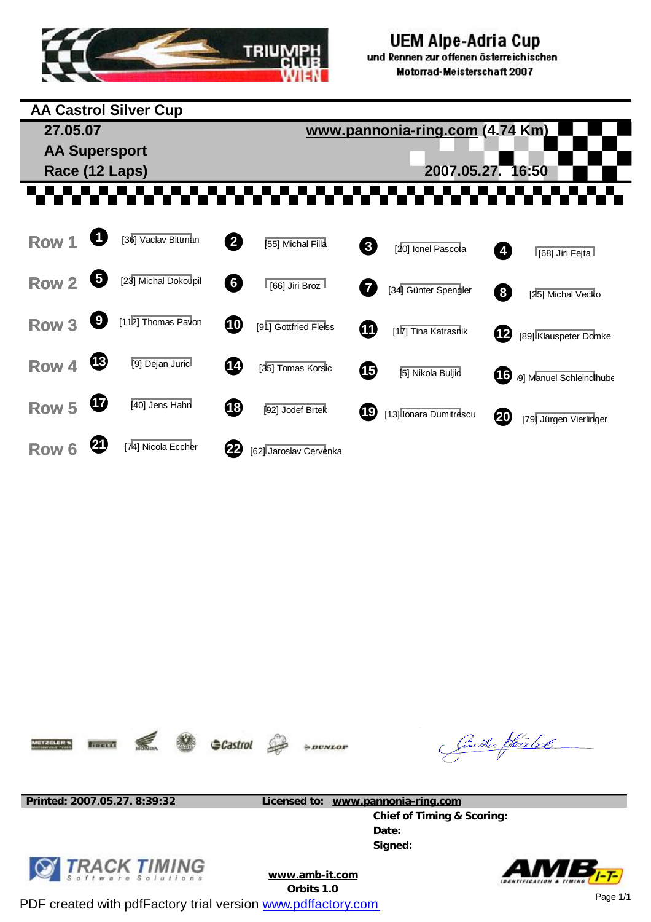UEM Alpe-Adria Cup
und Rennen zur offenen österreichischen
Motorrad-Meisterschaft 2007

# AA Castrol Silver Cup

**27.05.07** | www.pannonia-ring.com (4.74 Km)

**AA Supersport**

**Race (12 Laps)** | 2007.05.27. 16:50

| Row | | | | | | | | |
|---|---|---|---|---|---|---|---|---|
| Row 1 | 1 | [36] Vaclav Bittman | 2 | [55] Michal Filla | 3 | [20] Ionel Pascota | 4 | [68] Jiri Fejta |
| Row 2 | 5 | [23] Michal Dokoupil | 6 | [66] Jiri Broz | 7 | [34] Günter Spengler | 8 | [25] Michal Vecko |
| Row 3 | 9 | [112] Thomas Pavon | 10 | [91] Gottfried Fleiss | 11 | [17] Tina Katrasnik | 12 | [89] Klauspeter Domke |
| Row 4 | 13 | [9] Dejan Juric | 14 | [35] Tomas Korsic | 15 | [5] Nikola Buljic | 16 | [59] Manuel Schleindlhuber |
| Row 5 | 17 | [40] Jens Hahn | 18 | [92] Jodef Brtek | 19 | [13] Ionara Dumitrescu | 20 | [79] Jürgen Vierlinger |
| Row 6 | 21 | [74] Nicola Eccher | 22 | [62] Jaroslav Cervenka | | | | |

**Printed: 2007.05.27. 8:39:32** | **Licensed to: www.pannonia-ring.com**

**Chief of Timing & Scoring:**
**Date:**
**Signed:**

www.amb-it.com
Orbits 1.0

PDF created with pdfFactory trial version www.pdffactory.com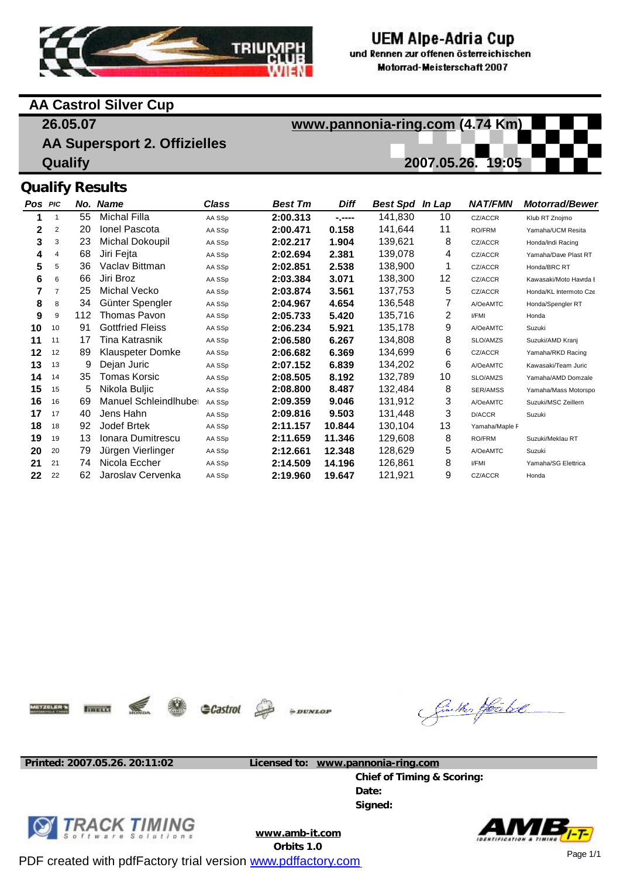# UEM Alpe-Adria Cup

und Rennen zur offenen österreichischen Motorrad-Meisterschaft 2007

## AA Castrol Silver Cup

**26.05.07** — www.pannonia-ring.com (4.74 Km)

**AA Supersport 2. Offizielles**

**Qualify** — 2007.05.26. 19:05

## Qualify Results

| Pos | PIC | No. | Name | Class | Best Tm | Diff | Best Spd | In Lap | NAT/FMN | Motorrad/Bewer |
|---|---|---|---|---|---|---|---|---|---|---|
| 1 | 1 | 55 | Michal Filla | AA SSp | 2:00.313 | -.---- | 141,830 | 10 | CZ/ACCR | Klub RT Znojmo |
| 2 | 2 | 20 | Ionel Pascota | AA SSp | 2:00.471 | 0.158 | 141,644 | 11 | RO/FRM | Yamaha/UCM Resita |
| 3 | 3 | 23 | Michal Dokoupil | AA SSp | 2:02.217 | 1.904 | 139,621 | 8 | CZ/ACCR | Honda/Indi Racing |
| 4 | 4 | 68 | Jiri Fejta | AA SSp | 2:02.694 | 2.381 | 139,078 | 4 | CZ/ACCR | Yamaha/Dave Plast RT |
| 5 | 5 | 36 | Vaclav Bittman | AA SSp | 2:02.851 | 2.538 | 138,900 | 1 | CZ/ACCR | Honda/BRC RT |
| 6 | 6 | 66 | Jiri Broz | AA SSp | 2:03.384 | 3.071 | 138,300 | 12 | CZ/ACCR | Kawasaki/Moto Havrda I |
| 7 | 7 | 25 | Michal Vecko | AA SSp | 2:03.874 | 3.561 | 137,753 | 5 | CZ/ACCR | Honda/KL Intermoto Cze |
| 8 | 8 | 34 | Günter Spengler | AA SSp | 2:04.967 | 4.654 | 136,548 | 7 | A/OeAMTC | Honda/Spengler RT |
| 9 | 9 | 112 | Thomas Pavon | AA SSp | 2:05.733 | 5.420 | 135,716 | 2 | I/FMI | Honda |
| 10 | 10 | 91 | Gottfried Fleiss | AA SSp | 2:06.234 | 5.921 | 135,178 | 9 | A/OeAMTC | Suzuki |
| 11 | 11 | 17 | Tina Katrasnik | AA SSp | 2:06.580 | 6.267 | 134,808 | 8 | SLO/AMZS | Suzuki/AMD Kranj |
| 12 | 12 | 89 | Klauspeter Domke | AA SSp | 2:06.682 | 6.369 | 134,699 | 6 | CZ/ACCR | Yamaha/RKD Racing |
| 13 | 13 | 9 | Dejan Juric | AA SSp | 2:07.152 | 6.839 | 134,202 | 6 | A/OeAMTC | Kawasaki/Team Juric |
| 14 | 14 | 35 | Tomas Korsic | AA SSp | 2:08.505 | 8.192 | 132,789 | 10 | SLO/AMZS | Yamaha/AMD Domzale |
| 15 | 15 | 5 | Nikola Buljic | AA SSp | 2:08.800 | 8.487 | 132,484 | 8 | SER/AMSS | Yamaha/Mass Motorspo |
| 16 | 16 | 69 | Manuel Schleindlhuber | AA SSp | 2:09.359 | 9.046 | 131,912 | 3 | A/OeAMTC | Suzuki/MSC Zeillern |
| 17 | 17 | 40 | Jens Hahn | AA SSp | 2:09.816 | 9.503 | 131,448 | 3 | D/ACCR | Suzuki |
| 18 | 18 | 92 | Jodef Brtek | AA SSp | 2:11.157 | 10.844 | 130,104 | 13 | Yamaha/Maple F | |
| 19 | 19 | 13 | Ionara Dumitrescu | AA SSp | 2:11.659 | 11.346 | 129,608 | 8 | RO/FRM | Suzuki/Meklau RT |
| 20 | 20 | 79 | Jürgen Vierlinger | AA SSp | 2:12.661 | 12.348 | 128,629 | 5 | A/OeAMTC | Suzuki |
| 21 | 21 | 74 | Nicola Eccher | AA SSp | 2:14.509 | 14.196 | 126,861 | 8 | I/FMI | Yamaha/SG Elettrica |
| 22 | 22 | 62 | Jaroslav Cervenka | AA SSp | 2:19.960 | 19.647 | 121,921 | 9 | CZ/ACCR | Honda |

**Printed: 2007.05.26. 20:11:02** **Licensed to: www.pannonia-ring.com**

**Chief of Timing & Scoring:**

**Date:**

**Signed:**

**www.amb-it.com**

**Orbits 1.0**

PDF created with pdfFactory trial version www.pdffactory.com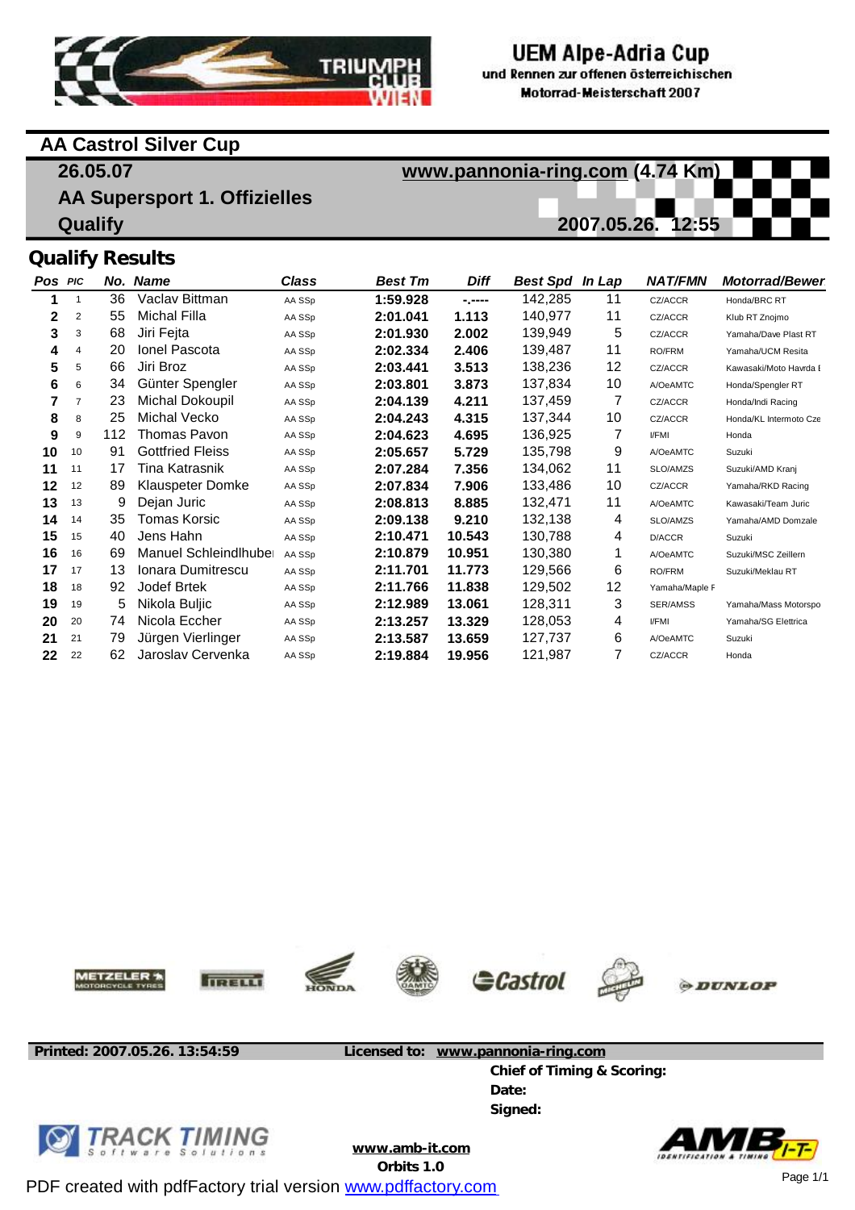# UEM Alpe-Adria Cup

und Rennen zur offenen österreichischen Motorrad-Meisterschaft 2007

## AA Castrol Silver Cup

**26.05.07**

**www.pannonia-ring.com (4.74 Km)**

**AA Supersport 1. Offizielles**

**Qualify**

**2007.05.26. 12:55**

## Qualify Results

| Pos | PIC | No. | Name | Class | Best Tm | Diff | Best Spd | In Lap | NAT/FMN | Motorrad/Bewer |
|---|---|---|---|---|---|---|---|---|---|---|
| 1 | 1 | 36 | Vaclav Bittman | AA SSp | 1:59.928 | -.---- | 142,285 | 11 | CZ/ACCR | Honda/BRC RT |
| 2 | 2 | 55 | Michal Filla | AA SSp | 2:01.041 | 1.113 | 140,977 | 11 | CZ/ACCR | Klub RT Znojmo |
| 3 | 3 | 68 | Jiri Fejta | AA SSp | 2:01.930 | 2.002 | 139,949 | 5 | CZ/ACCR | Yamaha/Dave Plast RT |
| 4 | 4 | 20 | Ionel Pascota | AA SSp | 2:02.334 | 2.406 | 139,487 | 11 | RO/FRM | Yamaha/UCM Resita |
| 5 | 5 | 66 | Jiri Broz | AA SSp | 2:03.441 | 3.513 | 138,236 | 12 | CZ/ACCR | Kawasaki/Moto Havrda I |
| 6 | 6 | 34 | Günter Spengler | AA SSp | 2:03.801 | 3.873 | 137,834 | 10 | A/OeAMTC | Honda/Spengler RT |
| 7 | 7 | 23 | Michal Dokoupil | AA SSp | 2:04.139 | 4.211 | 137,459 | 7 | CZ/ACCR | Honda/Indi Racing |
| 8 | 8 | 25 | Michal Vecko | AA SSp | 2:04.243 | 4.315 | 137,344 | 10 | CZ/ACCR | Honda/KL Intermoto Cze |
| 9 | 9 | 112 | Thomas Pavon | AA SSp | 2:04.623 | 4.695 | 136,925 | 7 | I/FMI | Honda |
| 10 | 10 | 91 | Gottfried Fleiss | AA SSp | 2:05.657 | 5.729 | 135,798 | 9 | A/OeAMTC | Suzuki |
| 11 | 11 | 17 | Tina Katrasnik | AA SSp | 2:07.284 | 7.356 | 134,062 | 11 | SLO/AMZS | Suzuki/AMD Kranj |
| 12 | 12 | 89 | Klauspeter Domke | AA SSp | 2:07.834 | 7.906 | 133,486 | 10 | CZ/ACCR | Yamaha/RKD Racing |
| 13 | 13 | 9 | Dejan Juric | AA SSp | 2:08.813 | 8.885 | 132,471 | 11 | A/OeAMTC | Kawasaki/Team Juric |
| 14 | 14 | 35 | Tomas Korsic | AA SSp | 2:09.138 | 9.210 | 132,138 | 4 | SLO/AMZS | Yamaha/AMD Domzale |
| 15 | 15 | 40 | Jens Hahn | AA SSp | 2:10.471 | 10.543 | 130,788 | 4 | D/ACCR | Suzuki |
| 16 | 16 | 69 | Manuel Schleindlhuber | AA SSp | 2:10.879 | 10.951 | 130,380 | 1 | A/OeAMTC | Suzuki/MSC Zeillern |
| 17 | 17 | 13 | Ionara Dumitrescu | AA SSp | 2:11.701 | 11.773 | 129,566 | 6 | RO/FRM | Suzuki/Meklau RT |
| 18 | 18 | 92 | Jodef Brtek | AA SSp | 2:11.766 | 11.838 | 129,502 | 12 | Yamaha/Maple F | |
| 19 | 19 | 5 | Nikola Buljic | AA SSp | 2:12.989 | 13.061 | 128,311 | 3 | SER/AMSS | Yamaha/Mass Motorspo |
| 20 | 20 | 74 | Nicola Eccher | AA SSp | 2:13.257 | 13.329 | 128,053 | 4 | I/FMI | Yamaha/SG Elettrica |
| 21 | 21 | 79 | Jürgen Vierlinger | AA SSp | 2:13.587 | 13.659 | 127,737 | 6 | A/OeAMTC | Suzuki |
| 22 | 22 | 62 | Jaroslav Cervenka | AA SSp | 2:19.884 | 19.956 | 121,987 | 7 | CZ/ACCR | Honda |

**Printed: 2007.05.26. 13:54:59**

**Licensed to: www.pannonia-ring.com**

**Chief of Timing & Scoring:**

**Date:**

**Signed:**

**www.amb-it.com**

**Orbits 1.0**

PDF created with pdfFactory trial version www.pdffactory.com